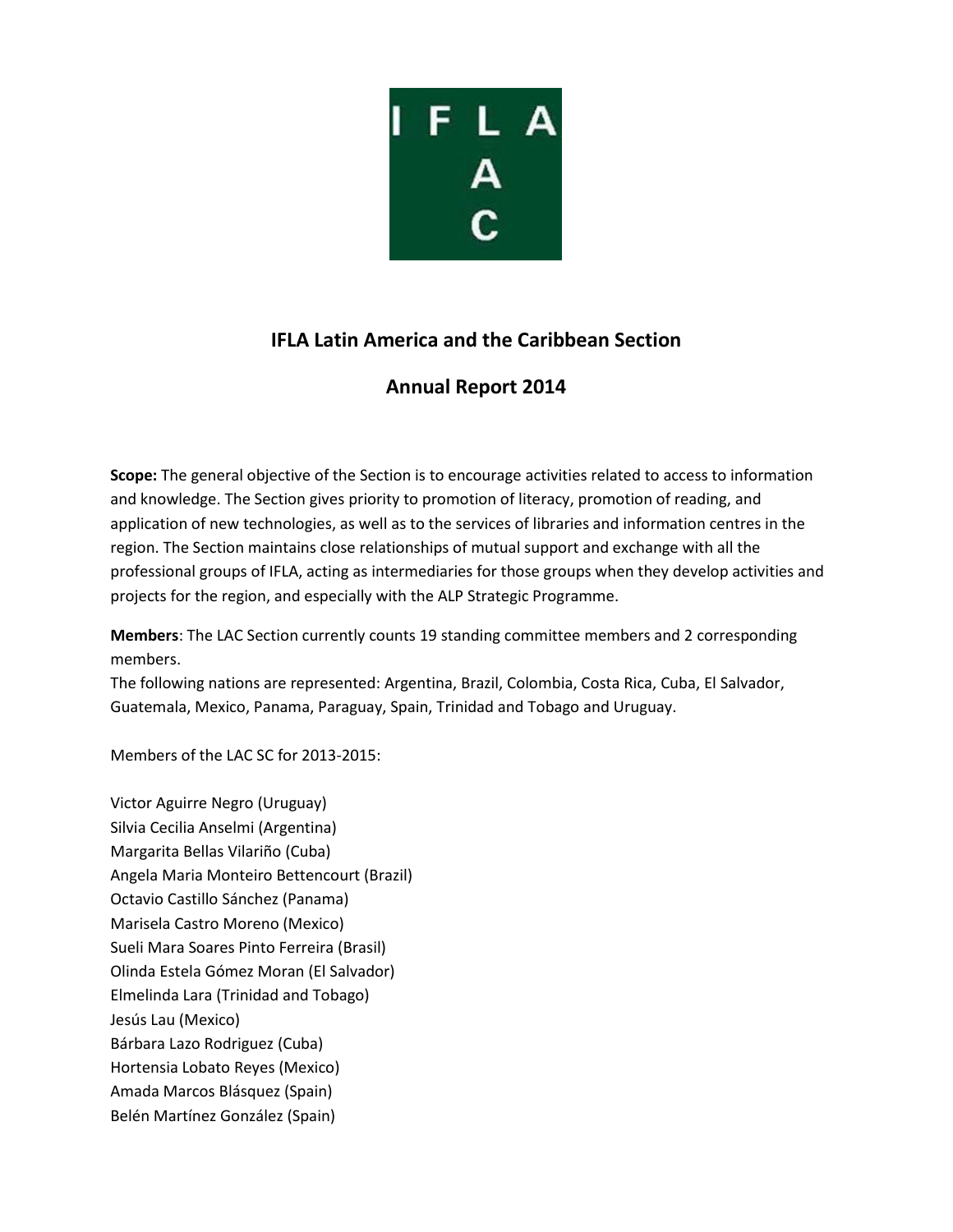# IFLA Latin America and the Caribbean Section

## Annual Report 2014

**Scope:** The general objective of the Section is to encourage activities related to access to information and knowledge. The Section gives priority to promotion of literacy, promotion of reading, and application of new technologies, as well as to the services of libraries and information centres in the region. The Section maintains close relationships of mutual support and exchange with all the professional groups of IFLA, acting as intermediaries for those groups when they develop activities and projects for the region, and especially with the ALP Strategic Programme.

**Members**: The LAC Section currently counts 19 standing committee members and 2 corresponding members.
The following nations are represented: Argentina, Brazil, Colombia, Costa Rica, Cuba, El Salvador, Guatemala, Mexico, Panama, Paraguay, Spain, Trinidad and Tobago and Uruguay.

Members of the LAC SC for 2013-2015:

Victor Aguirre Negro (Uruguay)
Silvia Cecilia Anselmi (Argentina)
Margarita Bellas Vilariño (Cuba)
Angela Maria Monteiro Bettencourt (Brazil)
Octavio Castillo Sánchez (Panama)
Marisela Castro Moreno (Mexico)
Sueli Mara Soares Pinto Ferreira (Brasil)
Olinda Estela Gómez Moran (El Salvador)
Elmelinda Lara (Trinidad and Tobago)
Jesús Lau (Mexico)
Bárbara Lazo Rodriguez (Cuba)
Hortensia Lobato Reyes (Mexico)
Amada Marcos Blásquez (Spain)
Belén Martínez González (Spain)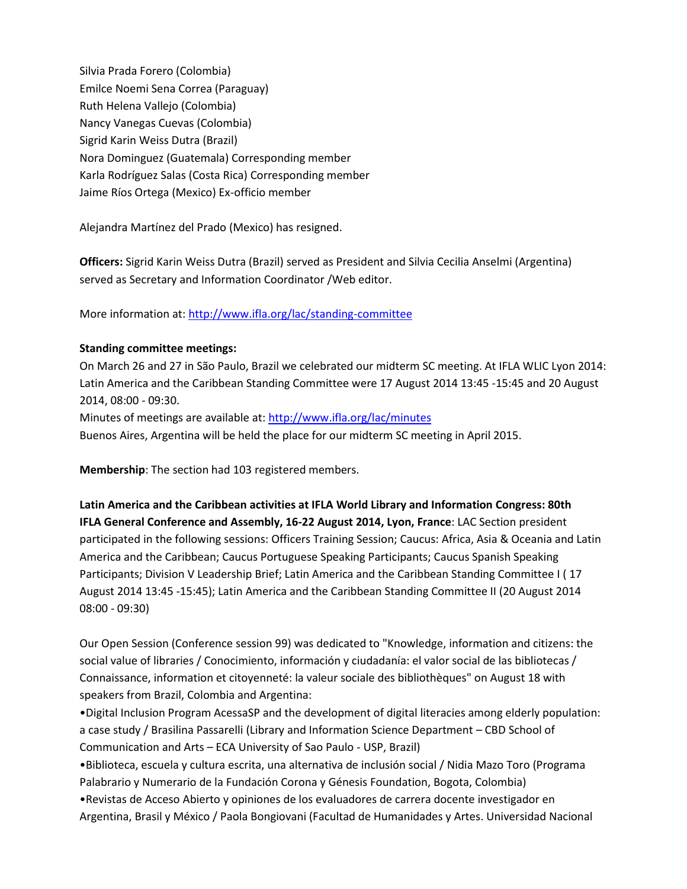Silvia Prada Forero (Colombia)
Emilce Noemi Sena Correa (Paraguay)
Ruth Helena Vallejo (Colombia)
Nancy Vanegas Cuevas (Colombia)
Sigrid Karin Weiss Dutra (Brazil)
Nora Dominguez (Guatemala) Corresponding member
Karla Rodríguez Salas (Costa Rica) Corresponding member
Jaime Ríos Ortega (Mexico) Ex-officio member

Alejandra Martínez del Prado (Mexico) has resigned.

**Officers:** Sigrid Karin Weiss Dutra (Brazil) served as President and Silvia Cecilia Anselmi (Argentina) served as Secretary and Information Coordinator /Web editor.

More information at: http://www.ifla.org/lac/standing-committee

**Standing committee meetings:**
On March 26 and 27 in São Paulo, Brazil we celebrated our midterm SC meeting. At IFLA WLIC Lyon 2014: Latin America and the Caribbean Standing Committee were 17 August 2014 13:45 -15:45 and 20 August 2014, 08:00 - 09:30.
Minutes of meetings are available at: http://www.ifla.org/lac/minutes
Buenos Aires, Argentina will be held the place for our midterm SC meeting in April 2015.

**Membership**: The section had 103 registered members.

**Latin America and the Caribbean activities at IFLA World Library and Information Congress: 80th IFLA General Conference and Assembly, 16-22 August 2014, Lyon, France**: LAC Section president participated in the following sessions: Officers Training Session; Caucus: Africa, Asia & Oceania and Latin America and the Caribbean; Caucus Portuguese Speaking Participants; Caucus Spanish Speaking Participants; Division V Leadership Brief; Latin America and the Caribbean Standing Committee I ( 17 August 2014 13:45 -15:45); Latin America and the Caribbean Standing Committee II (20 August 2014 08:00 - 09:30)

Our Open Session (Conference session 99) was dedicated to "Knowledge, information and citizens: the social value of libraries / Conocimiento, información y ciudadanía: el valor social de las bibliotecas / Connaissance, information et citoyenneté: la valeur sociale des bibliothèques" on August 18 with speakers from Brazil, Colombia and Argentina:

- Digital Inclusion Program AcessaSP and the development of digital literacies among elderly population: a case study / Brasilina Passarelli (Library and Information Science Department – CBD School of Communication and Arts – ECA University of Sao Paulo - USP, Brazil)
- Biblioteca, escuela y cultura escrita, una alternativa de inclusión social / Nidia Mazo Toro (Programa Palabrario y Numerario de la Fundación Corona y Génesis Foundation, Bogota, Colombia)
- Revistas de Acceso Abierto y opiniones de los evaluadores de carrera docente investigador en Argentina, Brasil y México / Paola Bongiovani (Facultad de Humanidades y Artes. Universidad Nacional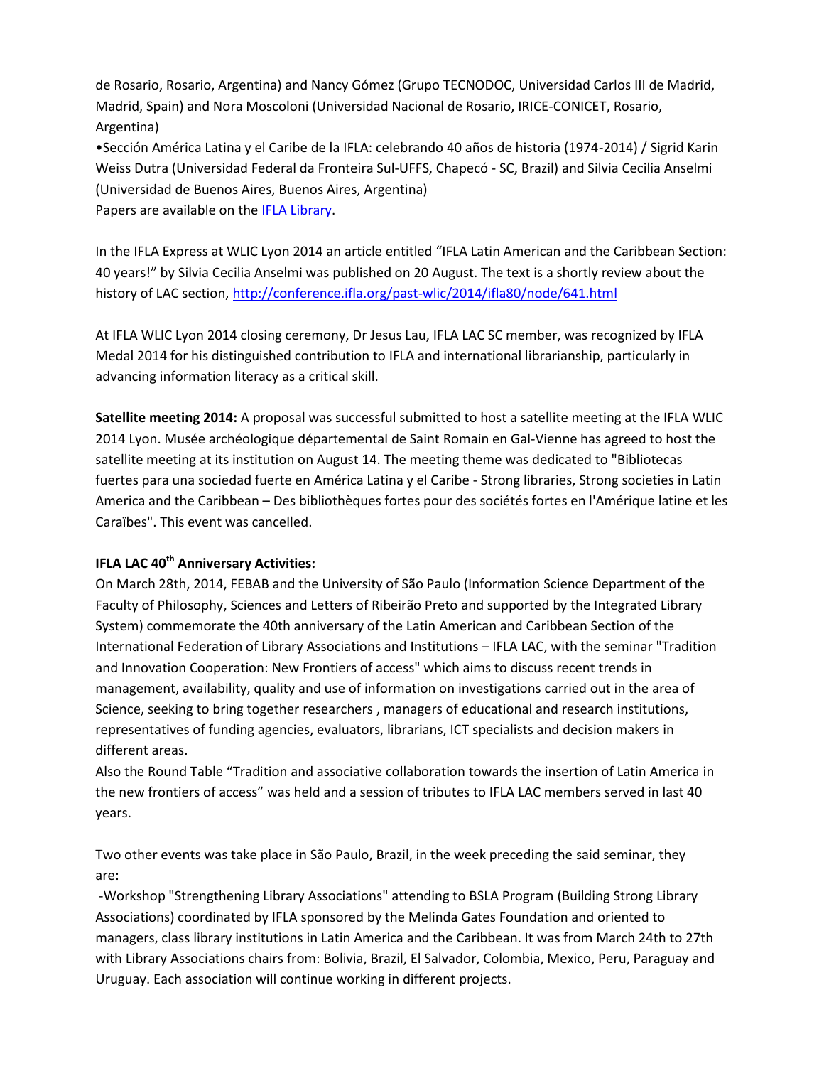de Rosario, Rosario, Argentina) and Nancy Gómez (Grupo TECNODOC, Universidad Carlos III de Madrid, Madrid, Spain) and Nora Moscoloni (Universidad Nacional de Rosario, IRICE-CONICET, Rosario, Argentina)

•Sección América Latina y el Caribe de la IFLA: celebrando 40 años de historia (1974-2014) / Sigrid Karin Weiss Dutra (Universidad Federal da Fronteira Sul-UFFS, Chapecó - SC, Brazil) and Silvia Cecilia Anselmi (Universidad de Buenos Aires, Buenos Aires, Argentina)

Papers are available on the IFLA Library.

In the IFLA Express at WLIC Lyon 2014 an article entitled "IFLA Latin American and the Caribbean Section: 40 years!" by Silvia Cecilia Anselmi was published on 20 August. The text is a shortly review about the history of LAC section, http://conference.ifla.org/past-wlic/2014/ifla80/node/641.html

At IFLA WLIC Lyon 2014 closing ceremony, Dr Jesus Lau, IFLA LAC SC member, was recognized by IFLA Medal 2014 for his distinguished contribution to IFLA and international librarianship, particularly in advancing information literacy as a critical skill.

**Satellite meeting 2014:** A proposal was successful submitted to host a satellite meeting at the IFLA WLIC 2014 Lyon. Musée archéologique départemental de Saint Romain en Gal-Vienne has agreed to host the satellite meeting at its institution on August 14. The meeting theme was dedicated to "Bibliotecas fuertes para una sociedad fuerte en América Latina y el Caribe - Strong libraries, Strong societies in Latin America and the Caribbean – Des bibliothèques fortes pour des sociétés fortes en l'Amérique latine et les Caraïbes". This event was cancelled.

**IFLA LAC 40th Anniversary Activities:**

On March 28th, 2014, FEBAB and the University of São Paulo (Information Science Department of the Faculty of Philosophy, Sciences and Letters of Ribeirão Preto and supported by the Integrated Library System) commemorate the 40th anniversary of the Latin American and Caribbean Section of the International Federation of Library Associations and Institutions – IFLA LAC, with the seminar "Tradition and Innovation Cooperation: New Frontiers of access" which aims to discuss recent trends in management, availability, quality and use of information on investigations carried out in the area of Science, seeking to bring together researchers , managers of educational and research institutions, representatives of funding agencies, evaluators, librarians, ICT specialists and decision makers in different areas.

Also the Round Table "Tradition and associative collaboration towards the insertion of Latin America in the new frontiers of access" was held and a session of tributes to IFLA LAC members served in last 40 years.

Two other events was take place in São Paulo, Brazil, in the week preceding the said seminar, they are:

-Workshop "Strengthening Library Associations" attending to BSLA Program (Building Strong Library Associations) coordinated by IFLA sponsored by the Melinda Gates Foundation and oriented to managers, class library institutions in Latin America and the Caribbean. It was from March 24th to 27th with Library Associations chairs from: Bolivia, Brazil, El Salvador, Colombia, Mexico, Peru, Paraguay and Uruguay. Each association will continue working in different projects.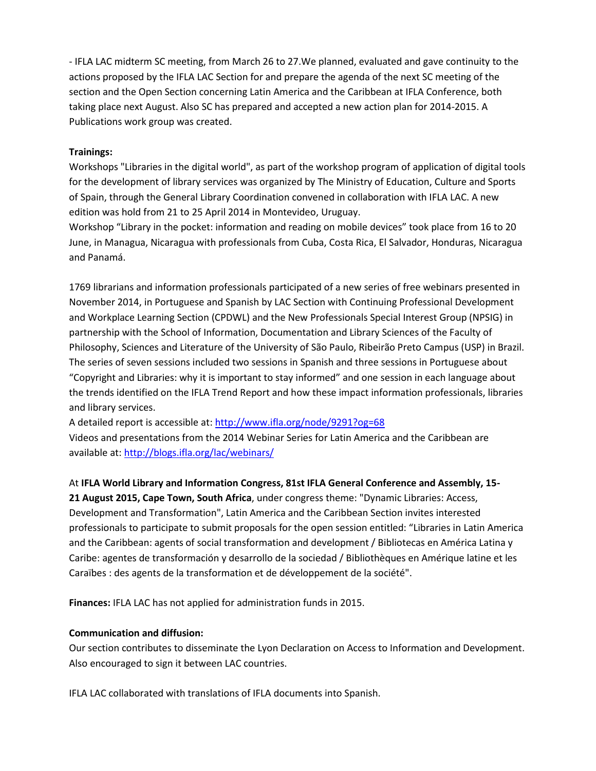- IFLA LAC midterm SC meeting, from March 26 to 27.We planned, evaluated and gave continuity to the actions proposed by the IFLA LAC Section for and prepare the agenda of the next SC meeting of the section and the Open Section concerning Latin America and the Caribbean at IFLA Conference, both taking place next August. Also SC has prepared and accepted a new action plan for 2014-2015. A Publications work group was created.

**Trainings:**
Workshops "Libraries in the digital world", as part of the workshop program of application of digital tools for the development of library services was organized by The Ministry of Education, Culture and Sports of Spain, through the General Library Coordination convened in collaboration with IFLA LAC. A new edition was hold from 21 to 25 April 2014 in Montevideo, Uruguay.
Workshop "Library in the pocket: information and reading on mobile devices" took place from 16 to 20 June, in Managua, Nicaragua with professionals from Cuba, Costa Rica, El Salvador, Honduras, Nicaragua and Panamá.

1769 librarians and information professionals participated of a new series of free webinars presented in November 2014, in Portuguese and Spanish by LAC Section with Continuing Professional Development and Workplace Learning Section (CPDWL) and the New Professionals Special Interest Group (NPSIG) in partnership with the School of Information, Documentation and Library Sciences of the Faculty of Philosophy, Sciences and Literature of the University of São Paulo, Ribeirão Preto Campus (USP) in Brazil. The series of seven sessions included two sessions in Spanish and three sessions in Portuguese about "Copyright and Libraries: why it is important to stay informed" and one session in each language about the trends identified on the IFLA Trend Report and how these impact information professionals, libraries and library services.
A detailed report is accessible at: http://www.ifla.org/node/9291?og=68
Videos and presentations from the 2014 Webinar Series for Latin America and the Caribbean are available at: http://blogs.ifla.org/lac/webinars/

At **IFLA World Library and Information Congress, 81st IFLA General Conference and Assembly, 15-21 August 2015, Cape Town, South Africa**, under congress theme: "Dynamic Libraries: Access, Development and Transformation", Latin America and the Caribbean Section invites interested professionals to participate to submit proposals for the open session entitled: "Libraries in Latin America and the Caribbean: agents of social transformation and development / Bibliotecas en América Latina y Caribe: agentes de transformación y desarrollo de la sociedad / Bibliothèques en Amérique latine et les Caraïbes : des agents de la transformation et de développement de la société".

**Finances:** IFLA LAC has not applied for administration funds in 2015.

**Communication and diffusion:**
Our section contributes to disseminate the Lyon Declaration on Access to Information and Development. Also encouraged to sign it between LAC countries.

IFLA LAC collaborated with translations of IFLA documents into Spanish.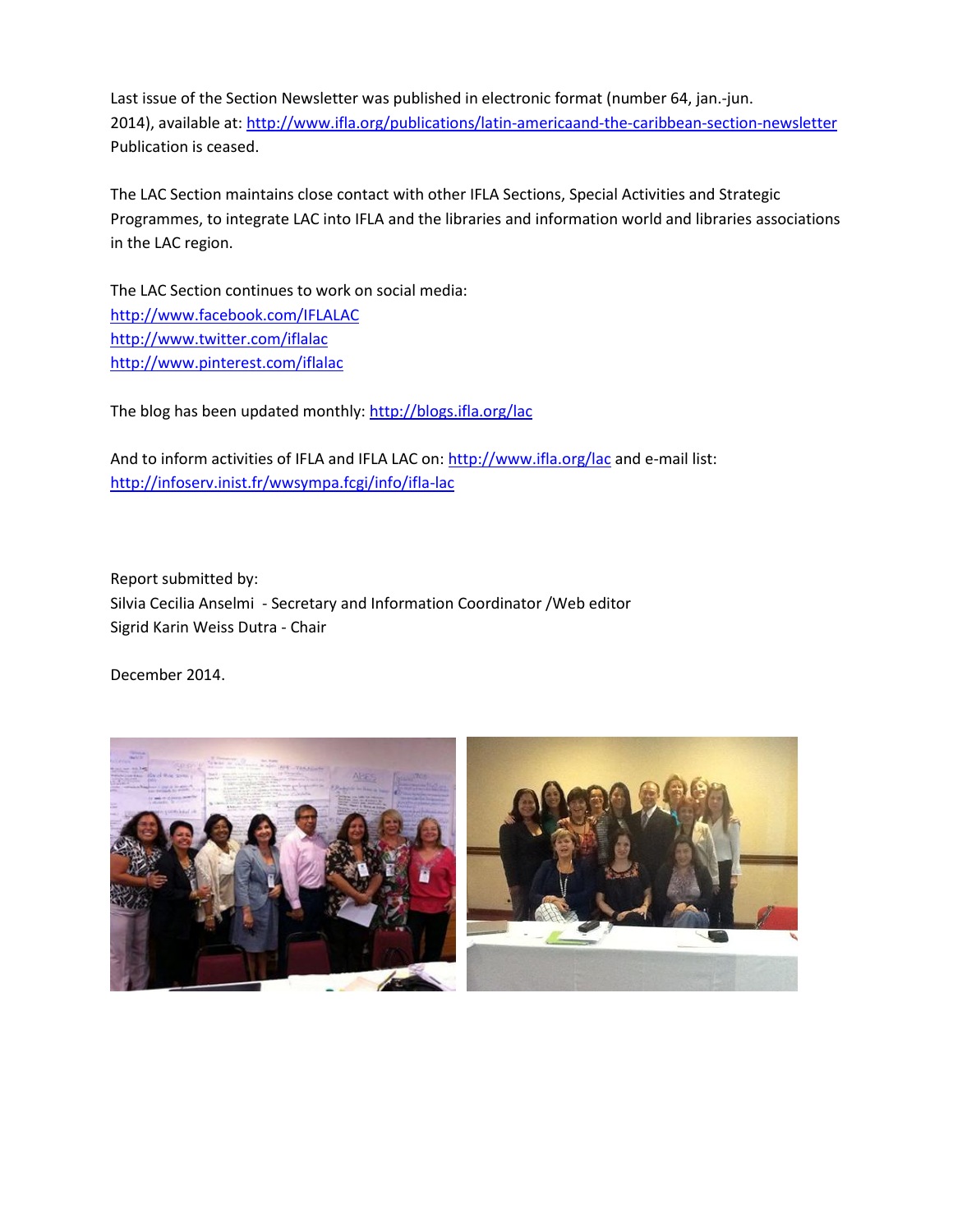Last issue of the Section Newsletter was published in electronic format (number 64, jan.-jun. 2014), available at: http://www.ifla.org/publications/latin-americaand-the-caribbean-section-newsletter Publication is ceased.

The LAC Section maintains close contact with other IFLA Sections, Special Activities and Strategic Programmes, to integrate LAC into IFLA and the libraries and information world and libraries associations in the LAC region.

The LAC Section continues to work on social media:
http://www.facebook.com/IFLALAC
http://www.twitter.com/iflalac
http://www.pinterest.com/iflalac

The blog has been updated monthly: http://blogs.ifla.org/lac

And to inform activities of IFLA and IFLA LAC on: http://www.ifla.org/lac and e-mail list: http://infoserv.inist.fr/wwsympa.fcgi/info/ifla-lac

Report submitted by:
Silvia Cecilia Anselmi - Secretary and Information Coordinator /Web editor
Sigrid Karin Weiss Dutra - Chair

December 2014.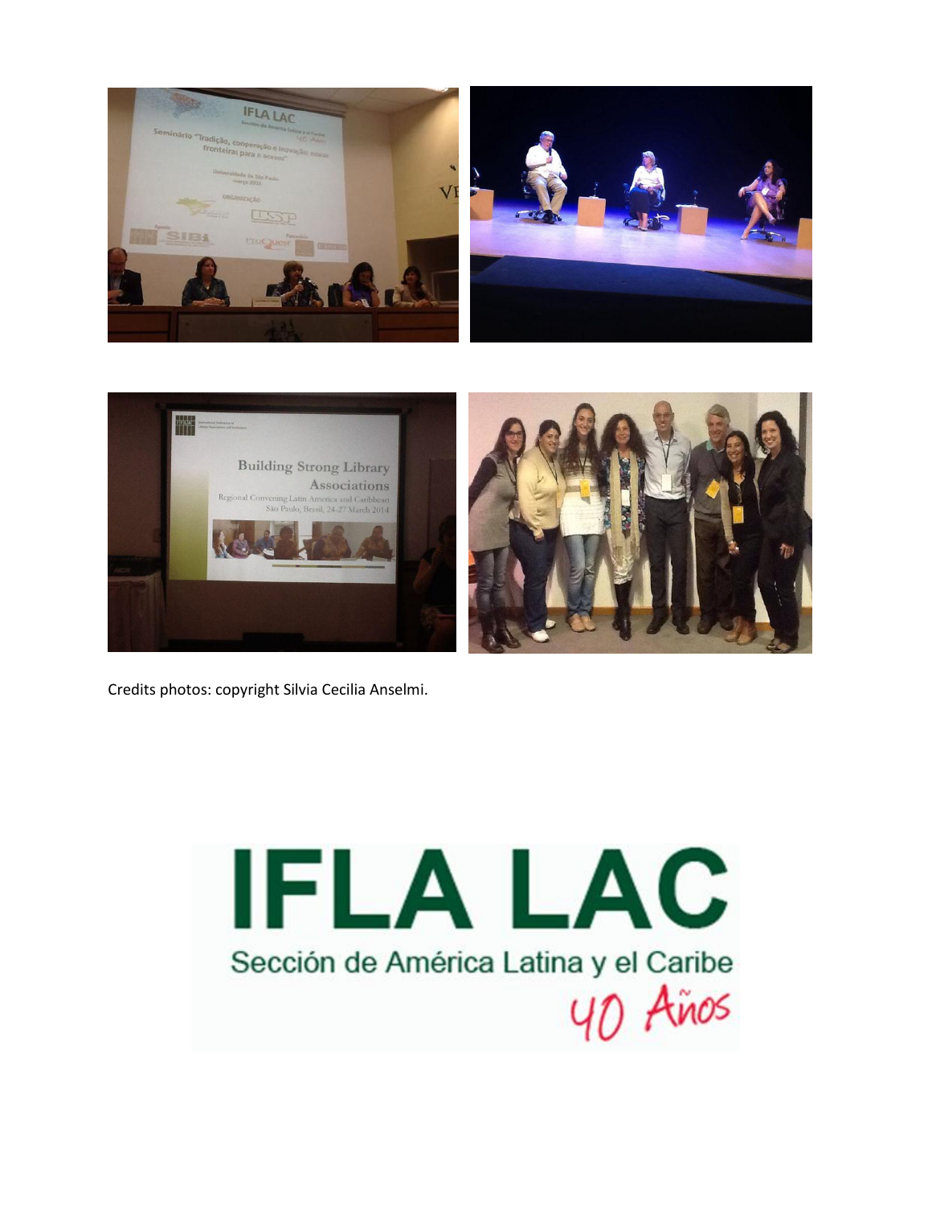Credits photos: copyright Silvia Cecilia Anselmi.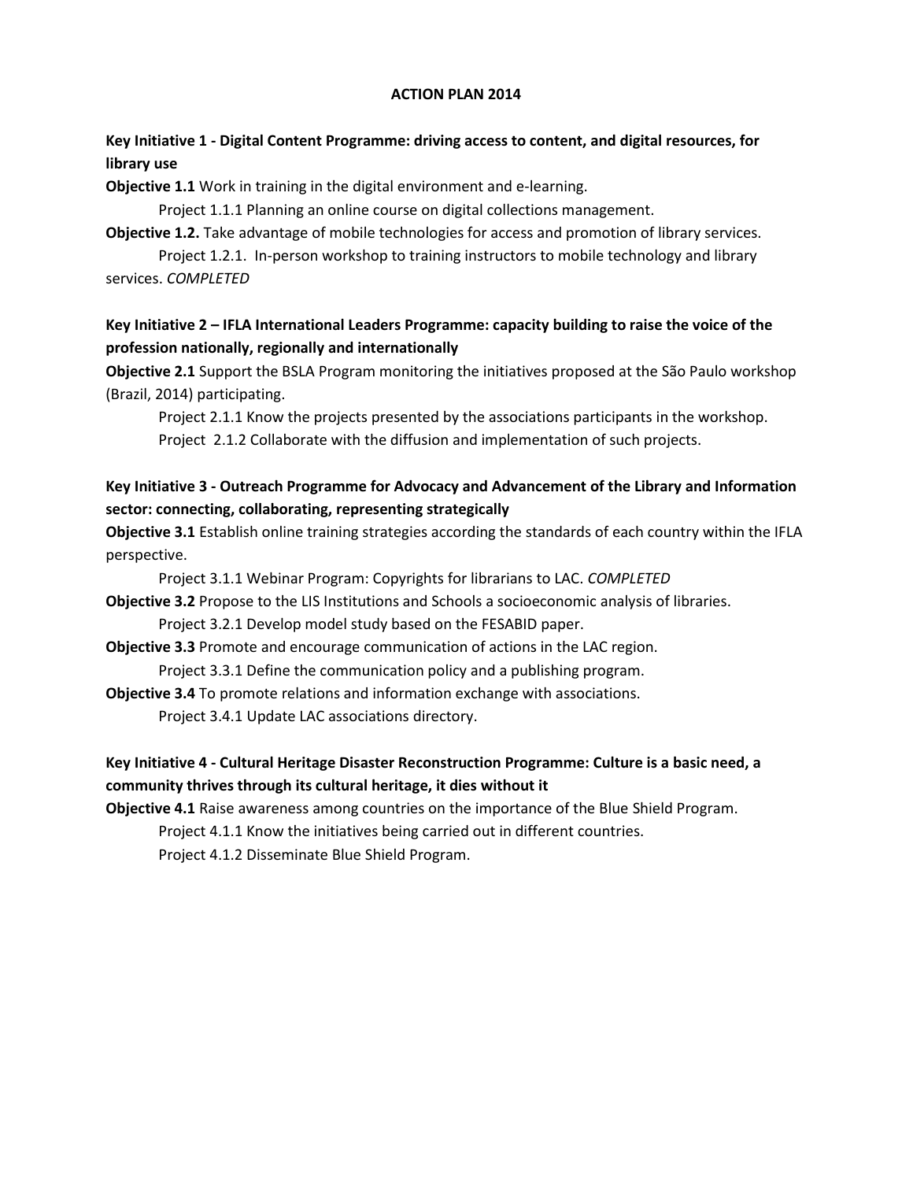## ACTION PLAN 2014

**Key Initiative 1 - Digital Content Programme: driving access to content, and digital resources, for library use**

**Objective 1.1** Work in training in the digital environment and e-learning.

Project 1.1.1 Planning an online course on digital collections management.

**Objective 1.2.** Take advantage of mobile technologies for access and promotion of library services.

Project 1.2.1. In-person workshop to training instructors to mobile technology and library services. *COMPLETED*

**Key Initiative 2 – IFLA International Leaders Programme: capacity building to raise the voice of the profession nationally, regionally and internationally**

**Objective 2.1** Support the BSLA Program monitoring the initiatives proposed at the São Paulo workshop (Brazil, 2014) participating.

Project 2.1.1 Know the projects presented by the associations participants in the workshop.

Project 2.1.2 Collaborate with the diffusion and implementation of such projects.

**Key Initiative 3 - Outreach Programme for Advocacy and Advancement of the Library and Information sector: connecting, collaborating, representing strategically**

**Objective 3.1** Establish online training strategies according the standards of each country within the IFLA perspective.

Project 3.1.1 Webinar Program: Copyrights for librarians to LAC. *COMPLETED*

**Objective 3.2** Propose to the LIS Institutions and Schools a socioeconomic analysis of libraries.

Project 3.2.1 Develop model study based on the FESABID paper.

**Objective 3.3** Promote and encourage communication of actions in the LAC region.

Project 3.3.1 Define the communication policy and a publishing program.

**Objective 3.4** To promote relations and information exchange with associations.

Project 3.4.1 Update LAC associations directory.

**Key Initiative 4 - Cultural Heritage Disaster Reconstruction Programme: Culture is a basic need, a community thrives through its cultural heritage, it dies without it**

**Objective 4.1** Raise awareness among countries on the importance of the Blue Shield Program.

Project 4.1.1 Know the initiatives being carried out in different countries.

Project 4.1.2 Disseminate Blue Shield Program.